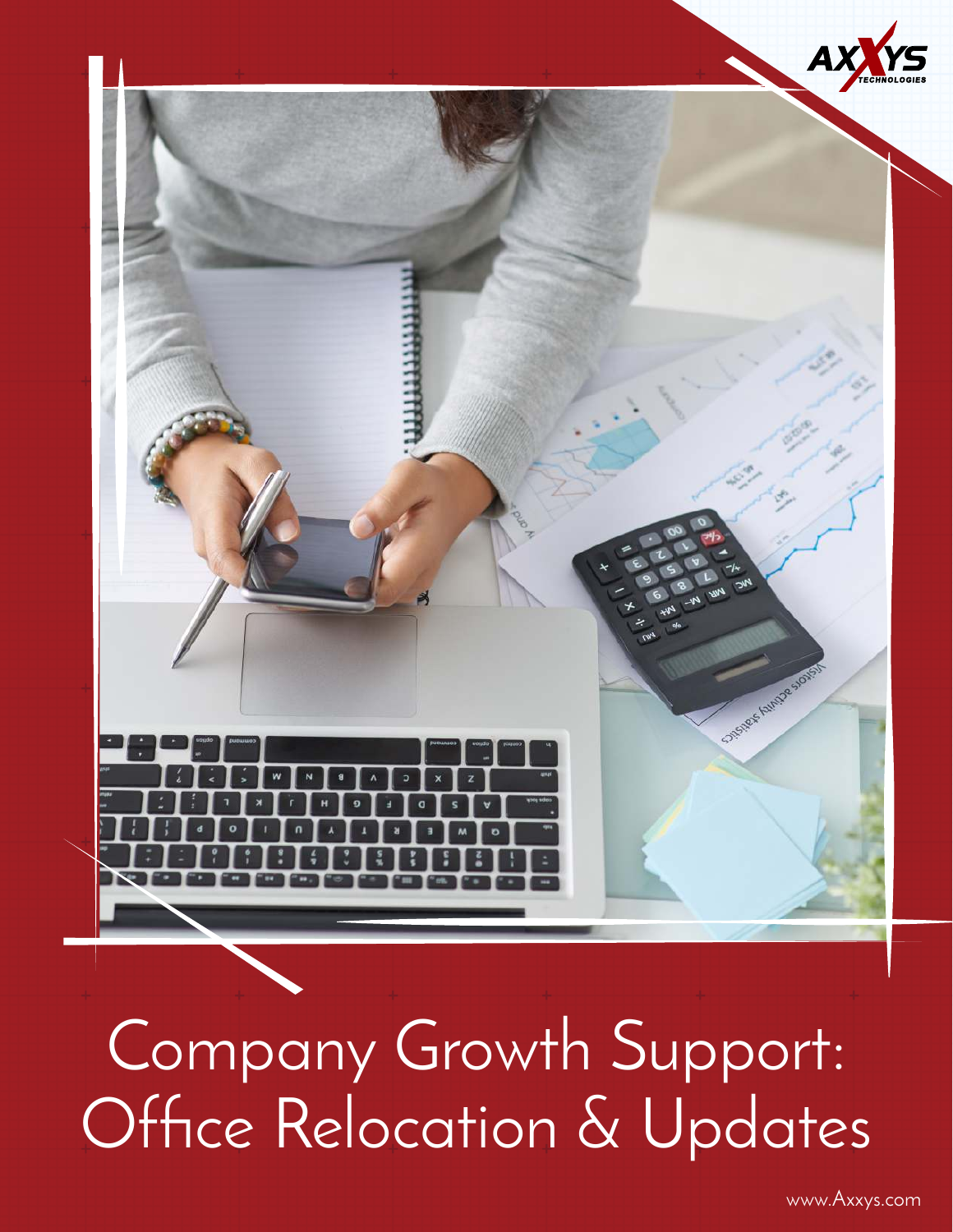AXXYS TECHNOLOGIES

# Company Growth Support: Office Relocation & Updates

www.Axxys.com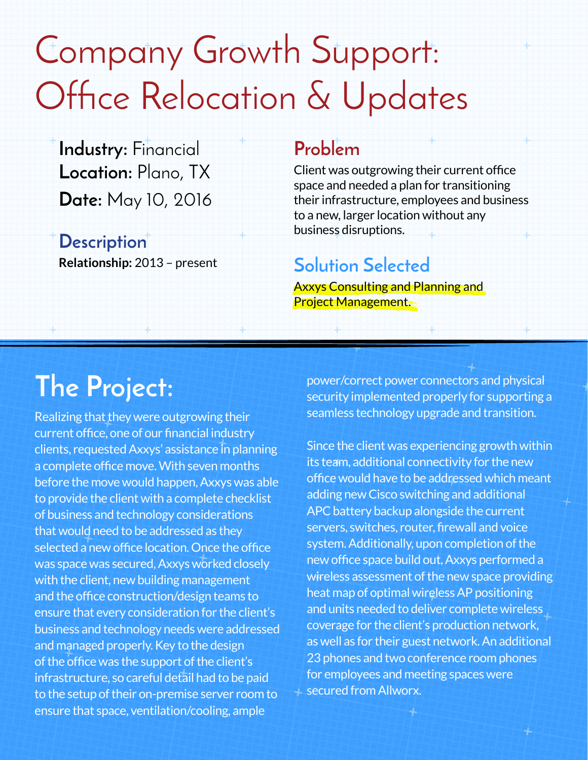# Company Growth Support: Office Relocation & Updates

**Industry:** Financial
**Location:** Plano, TX
**Date:** May 10, 2016

## Description

**Relationship:** 2013 – present

## Problem

Client was outgrowing their current office space and needed a plan for transitioning their infrastructure, employees and business to a new, larger location without any business disruptions.

## Solution Selected

Axxys Consulting and Planning and Project Management.

## The Project:

Realizing that they were outgrowing their current office, one of our financial industry clients, requested Axxys' assistance in planning a complete office move. With seven months before the move would happen, Axxys was able to provide the client with a complete checklist of business and technology considerations that would need to be addressed as they selected a new office location. Once the office was space was secured, Axxys worked closely with the client, new building management and the office construction/design teams to ensure that every consideration for the client's business and technology needs were addressed and managed properly. Key to the design of the office was the support of the client's infrastructure, so careful detail had to be paid to the setup of their on-premise server room to ensure that space, ventilation/cooling, ample power/correct power connectors and physical security implemented properly for supporting a seamless technology upgrade and transition.

Since the client was experiencing growth within its team, additional connectivity for the new office would have to be addressed which meant adding new Cisco switching and additional APC battery backup alongside the current servers, switches, router, firewall and voice system. Additionally, upon completion of the new office space build out, Axxys performed a wireless assessment of the new space providing heat map of optimal wireless AP positioning and units needed to deliver complete wireless coverage for the client's production network, as well as for their guest network. An additional 23 phones and two conference room phones for employees and meeting spaces were secured from Allworx.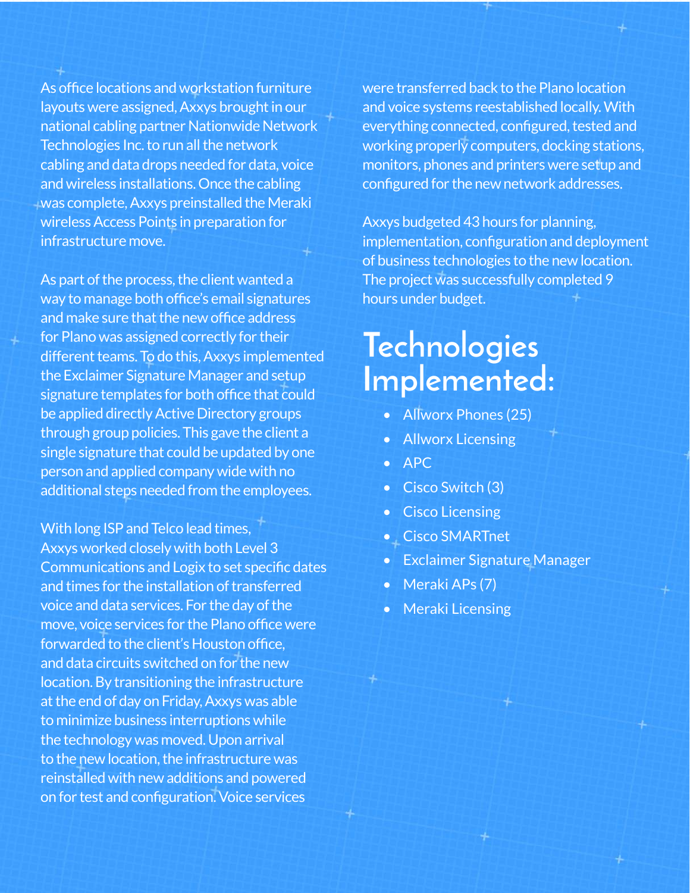As office locations and workstation furniture layouts were assigned, Axxys brought in our national cabling partner Nationwide Network Technologies Inc. to run all the network cabling and data drops needed for data, voice and wireless installations. Once the cabling was complete, Axxys preinstalled the Meraki wireless Access Points in preparation for infrastructure move.

As part of the process, the client wanted a way to manage both office's email signatures and make sure that the new office address for Plano was assigned correctly for their different teams. To do this, Axxys implemented the Exclaimer Signature Manager and setup signature templates for both office that could be applied directly Active Directory groups through group policies. This gave the client a single signature that could be updated by one person and applied company wide with no additional steps needed from the employees.

With long ISP and Telco lead times, Axxys worked closely with both Level 3 Communications and Logix to set specific dates and times for the installation of transferred voice and data services. For the day of the move, voice services for the Plano office were forwarded to the client's Houston office, and data circuits switched on for the new location. By transitioning the infrastructure at the end of day on Friday, Axxys was able to minimize business interruptions while the technology was moved. Upon arrival to the new location, the infrastructure was reinstalled with new additions and powered on for test and configuration. Voice services were transferred back to the Plano location and voice systems reestablished locally. With everything connected, configured, tested and working properly computers, docking stations, monitors, phones and printers were setup and configured for the new network addresses.

Axxys budgeted 43 hours for planning, implementation, configuration and deployment of business technologies to the new location. The project was successfully completed 9 hours under budget.

# Technologies Implemented:

- Allworx Phones (25)
- Allworx Licensing
- APC
- Cisco Switch (3)
- Cisco Licensing
- Cisco SMARTnet
- Exclaimer Signature Manager
- Meraki APs (7)
- Meraki Licensing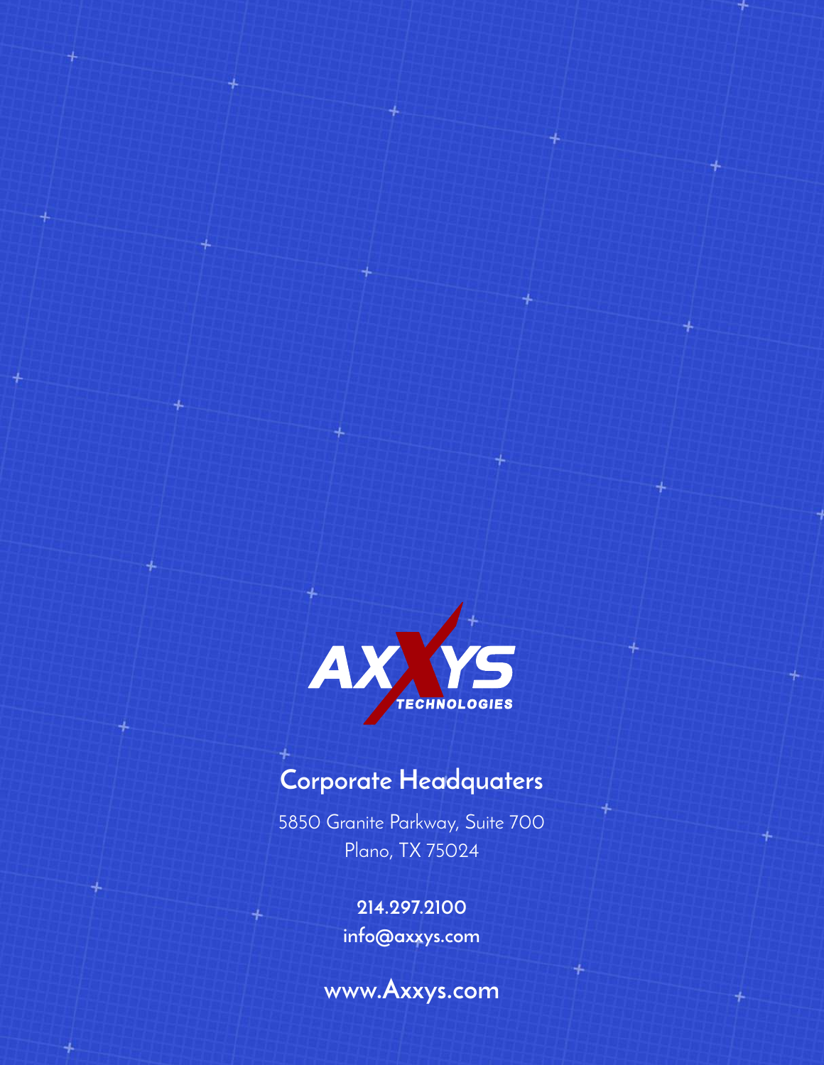AXXYS TECHNOLOGIES

## Corporate Headquaters

5850 Granite Parkway, Suite 700
Plano, TX 75024

**214.297.2100**
**info@axxys.com**

www.Axxys.com